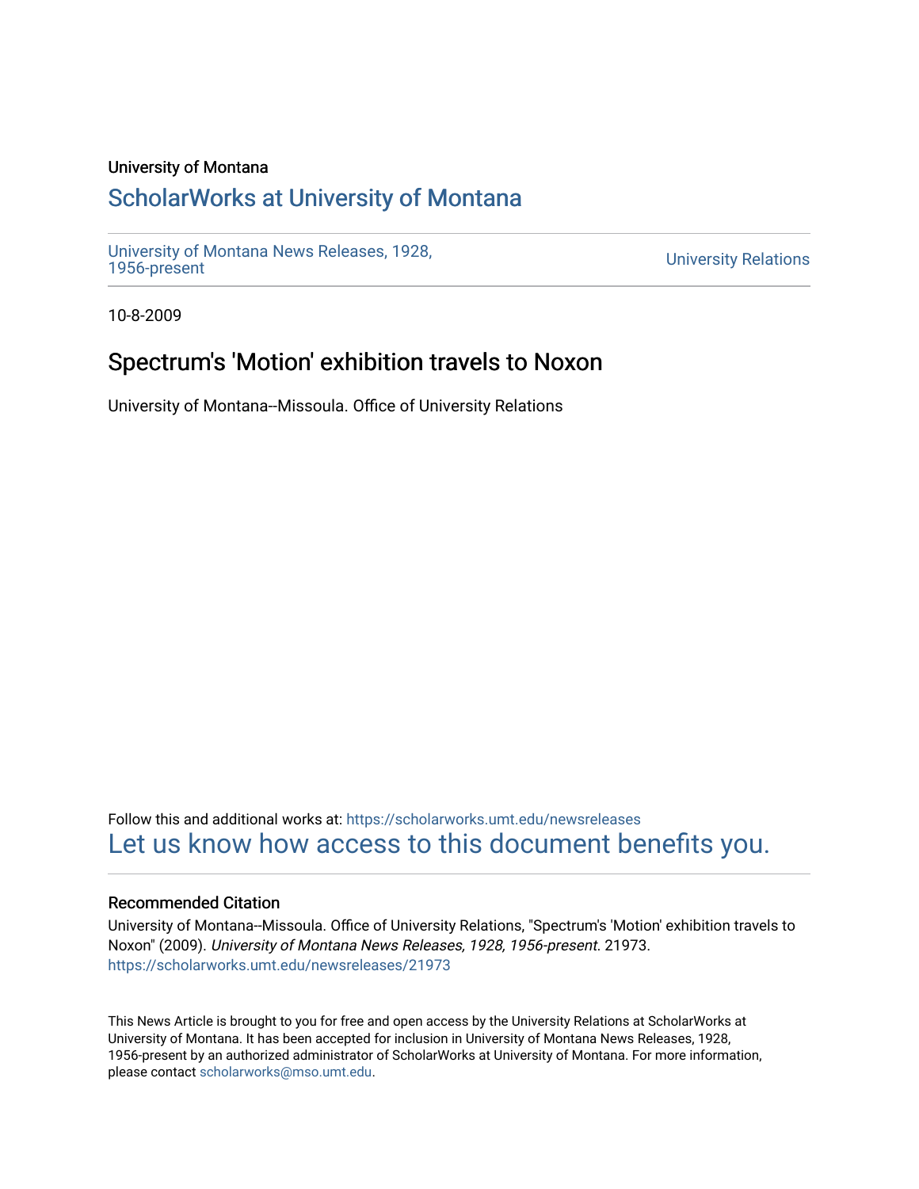University of Montana

## ScholarWorks at University of Montana

University of Montana News Releases, 1928, 1956-present

University Relations

10-8-2009

# Spectrum's 'Motion' exhibition travels to Noxon

University of Montana--Missoula. Office of University Relations

Follow this and additional works at: https://scholarworks.umt.edu/newsreleases

Let us know how access to this document benefits you.

### Recommended Citation

University of Montana--Missoula. Office of University Relations, "Spectrum's 'Motion' exhibition travels to Noxon" (2009). *University of Montana News Releases, 1928, 1956-present*. 21973.
https://scholarworks.umt.edu/newsreleases/21973

This News Article is brought to you for free and open access by the University Relations at ScholarWorks at University of Montana. It has been accepted for inclusion in University of Montana News Releases, 1928, 1956-present by an authorized administrator of ScholarWorks at University of Montana. For more information, please contact scholarworks@mso.umt.edu.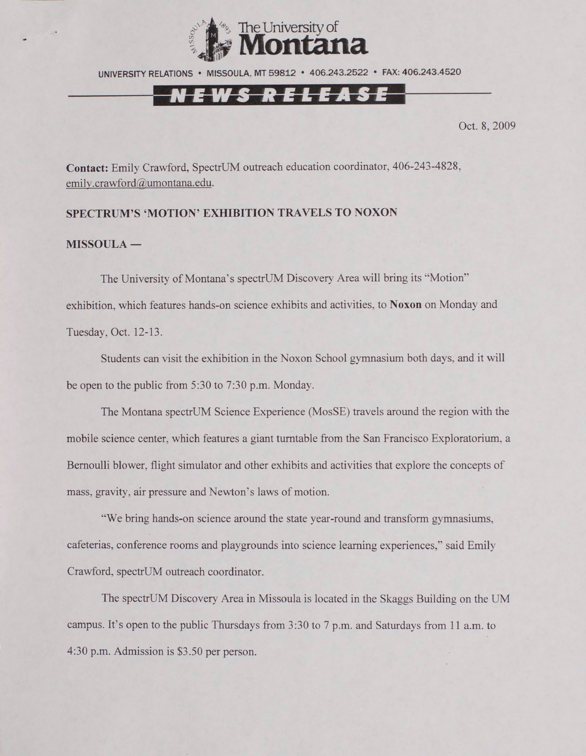The University of Montana

UNIVERSITY RELATIONS • MISSOULA, MT 59812 • 406.243.2522 • FAX: 406.243.4520

**NEWS RELEASE**

Oct. 8, 2009

**Contact:** Emily Crawford, SpectrUM outreach education coordinator, 406-243-4828, emily.crawford@umontana.edu.

**SPECTRUM'S 'MOTION' EXHIBITION TRAVELS TO NOXON**

**MISSOULA —**

The University of Montana's spectrUM Discovery Area will bring its "Motion" exhibition, which features hands-on science exhibits and activities, to **Noxon** on Monday and Tuesday, Oct. 12-13.

Students can visit the exhibition in the Noxon School gymnasium both days, and it will be open to the public from 5:30 to 7:30 p.m. Monday.

The Montana spectrUM Science Experience (MosSE) travels around the region with the mobile science center, which features a giant turntable from the San Francisco Exploratorium, a Bernoulli blower, flight simulator and other exhibits and activities that explore the concepts of mass, gravity, air pressure and Newton's laws of motion.

"We bring hands-on science around the state year-round and transform gymnasiums, cafeterias, conference rooms and playgrounds into science learning experiences," said Emily Crawford, spectrUM outreach coordinator.

The spectrUM Discovery Area in Missoula is located in the Skaggs Building on the UM campus. It's open to the public Thursdays from 3:30 to 7 p.m. and Saturdays from 11 a.m. to 4:30 p.m. Admission is $3.50 per person.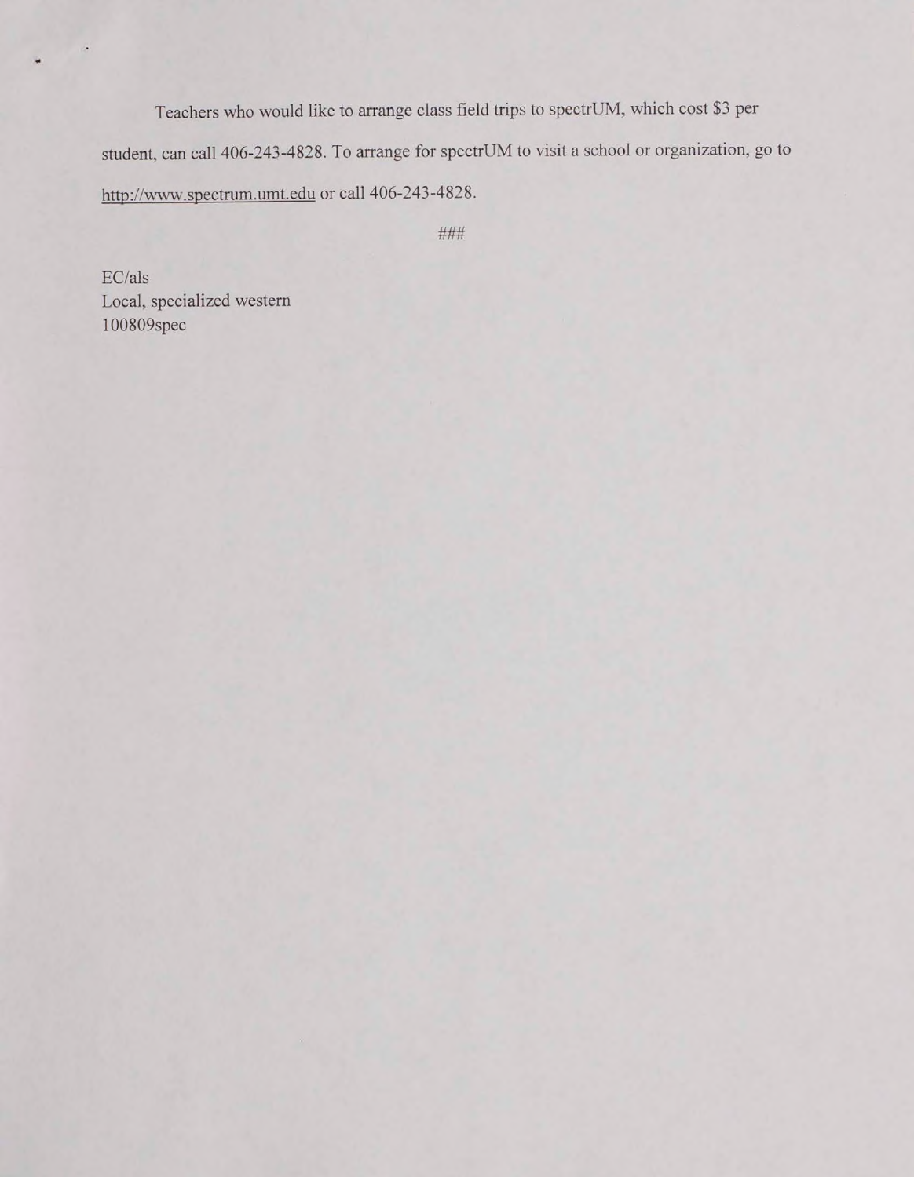Teachers who would like to arrange class field trips to spectrUM, which cost $3 per student, can call 406-243-4828. To arrange for spectrUM to visit a school or organization, go to http://www.spectrum.umt.edu or call 406-243-4828.

###

EC/als
Local, specialized western
100809spec